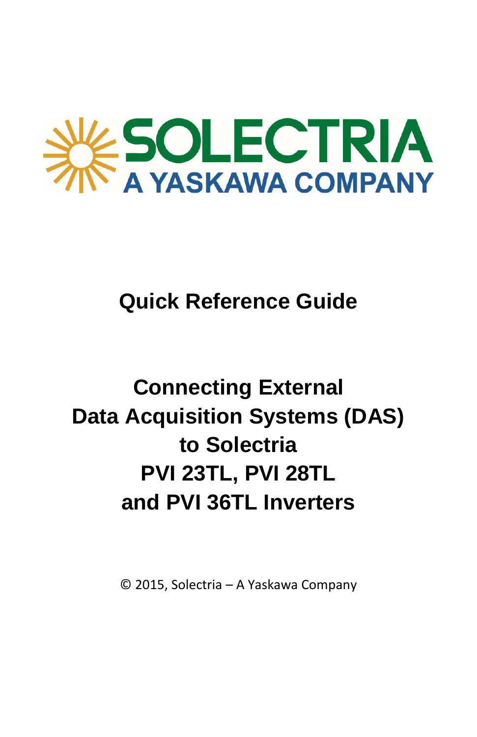SOLECTRIA

A YASKAWA COMPANY

# Quick Reference Guide

# Connecting External Data Acquisition Systems (DAS) to Solectria PVI 23TL, PVI 28TL and PVI 36TL Inverters

© 2015, Solectria – A Yaskawa Company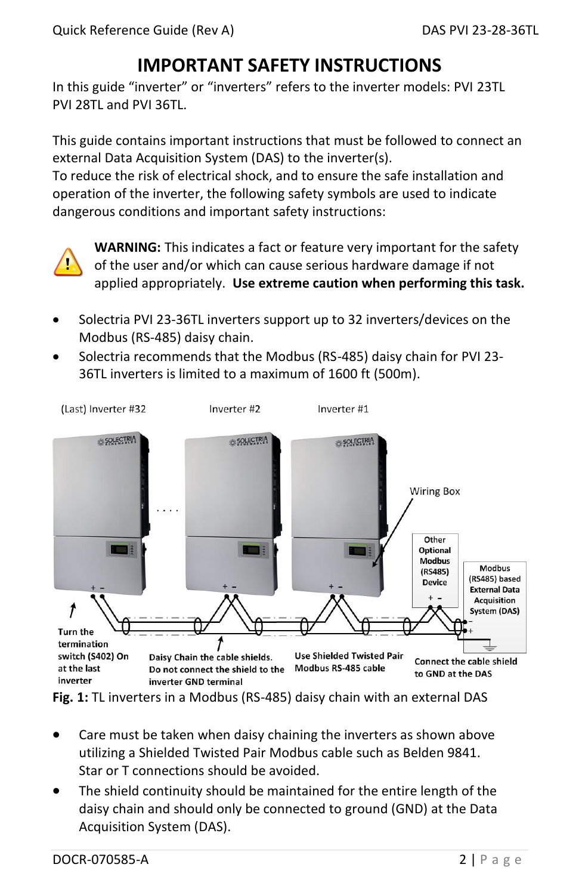# IMPORTANT SAFETY INSTRUCTIONS

In this guide "inverter" or "inverters" refers to the inverter models: PVI 23TL PVI 28TL and PVI 36TL.

This guide contains important instructions that must be followed to connect an external Data Acquisition System (DAS) to the inverter(s).
To reduce the risk of electrical shock, and to ensure the safe installation and operation of the inverter, the following safety symbols are used to indicate dangerous conditions and important safety instructions:

**WARNING:** This indicates a fact or feature very important for the safety of the user and/or which can cause serious hardware damage if not applied appropriately. **Use extreme caution when performing this task.**

- Solectria PVI 23-36TL inverters support up to 32 inverters/devices on the Modbus (RS-485) daisy chain.
- Solectria recommends that the Modbus (RS-485) daisy chain for PVI 23-36TL inverters is limited to a maximum of 1600 ft (500m).

(Last) Inverter #32 | Inverter #2 | Inverter #1 | Wiring Box | Other Optional Modbus (RS485) Device | Modbus (RS485) based External Data Acquisition System (DAS)

Turn the termination switch (S402) On at the last inverter

Daisy Chain the cable shields. Do not connect the shield to the inverter GND terminal

Use Shielded Twisted Pair Modbus RS-485 cable

Connect the cable shield to GND at the DAS

**Fig. 1:** TL inverters in a Modbus (RS-485) daisy chain with an external DAS

- Care must be taken when daisy chaining the inverters as shown above utilizing a Shielded Twisted Pair Modbus cable such as Belden 9841. Star or T connections should be avoided.
- The shield continuity should be maintained for the entire length of the daisy chain and should only be connected to ground (GND) at the Data Acquisition System (DAS).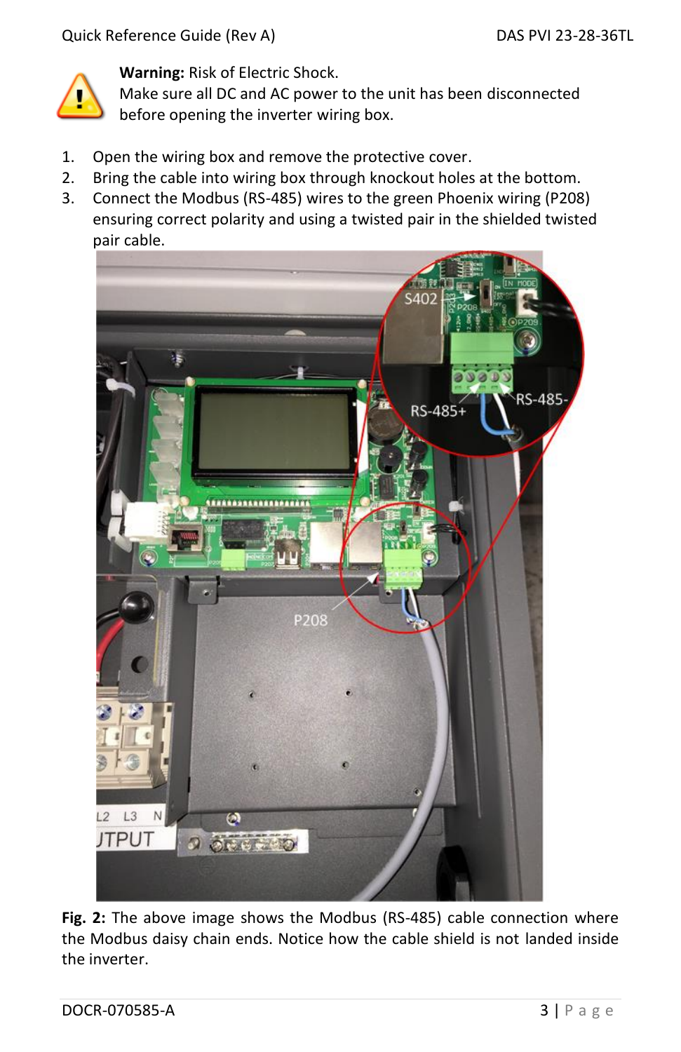**Warning:** Risk of Electric Shock.
Make sure all DC and AC power to the unit has been disconnected before opening the inverter wiring box.

1. Open the wiring box and remove the protective cover.
2. Bring the cable into wiring box through knockout holes at the bottom.
3. Connect the Modbus (RS-485) wires to the green Phoenix wiring (P208) ensuring correct polarity and using a twisted pair in the shielded twisted pair cable.

**Fig. 2:** The above image shows the Modbus (RS-485) cable connection where the Modbus daisy chain ends. Notice how the cable shield is not landed inside the inverter.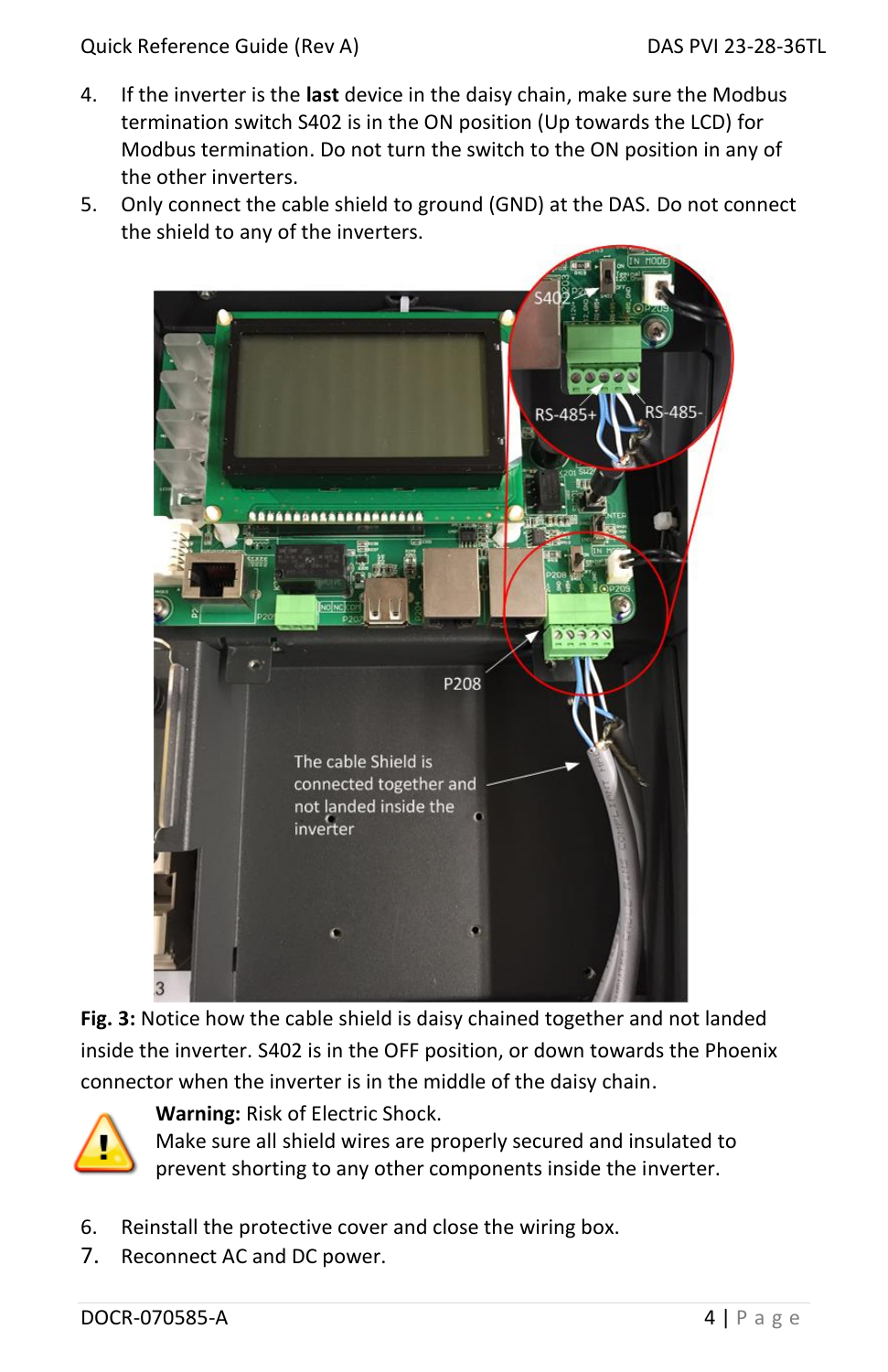4. If the inverter is the **last** device in the daisy chain, make sure the Modbus termination switch S402 is in the ON position (Up towards the LCD) for Modbus termination. Do not turn the switch to the ON position in any of the other inverters.
5. Only connect the cable shield to ground (GND) at the DAS. Do not connect the shield to any of the inverters.

S402

RS-485+

RS-485-

P208

The cable Shield is connected together and not landed inside the inverter

**Fig. 3:** Notice how the cable shield is daisy chained together and not landed inside the inverter. S402 is in the OFF position, or down towards the Phoenix connector when the inverter is in the middle of the daisy chain.

**Warning:** Risk of Electric Shock.
Make sure all shield wires are properly secured and insulated to prevent shorting to any other components inside the inverter.

6. Reinstall the protective cover and close the wiring box.
7. Reconnect AC and DC power.